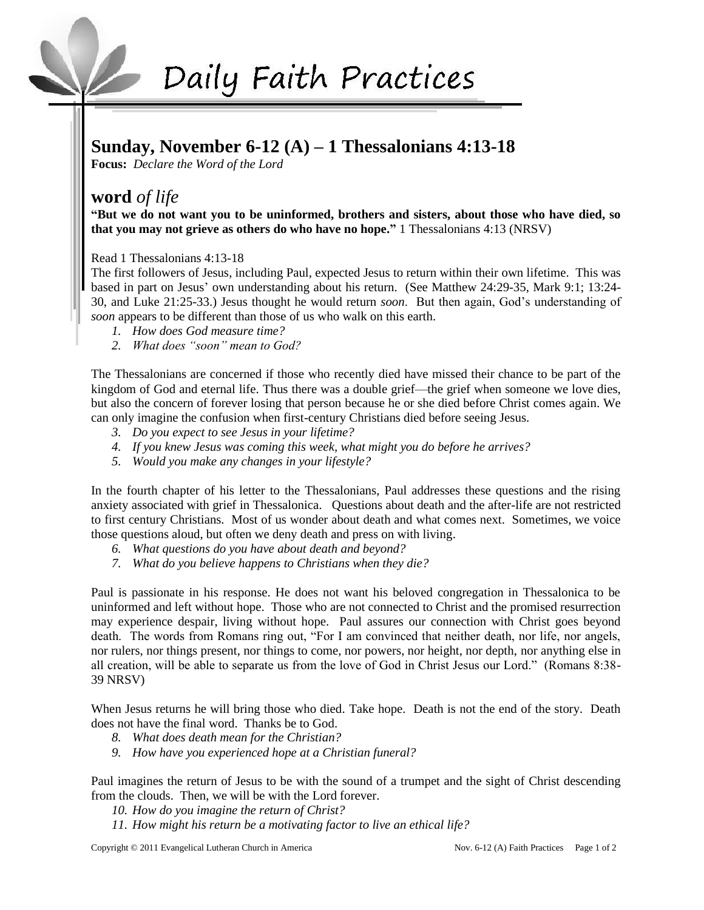# Daily Faith Practices

## Sunday, November 6-12 (A) – 1 Thessalonians 4:13-18

**Focus:** *Declare the Word of the Lord*

## **word** *of life*

**"But we do not want you to be uninformed, brothers and sisters, about those who have died, so that you may not grieve as others do who have no hope."** 1 Thessalonians 4:13 (NRSV)

Read 1 Thessalonians 4:13-18

The first followers of Jesus, including Paul, expected Jesus to return within their own lifetime. This was based in part on Jesus' own understanding about his return. (See Matthew 24:29-35, Mark 9:1; 13:24-30, and Luke 21:25-33.) Jesus thought he would return *soon*. But then again, God's understanding of *soon* appears to be different than those of us who walk on this earth.

1. *How does God measure time?*
2. *What does "soon" mean to God?*

The Thessalonians are concerned if those who recently died have missed their chance to be part of the kingdom of God and eternal life. Thus there was a double grief—the grief when someone we love dies, but also the concern of forever losing that person because he or she died before Christ comes again. We can only imagine the confusion when first-century Christians died before seeing Jesus.

3. *Do you expect to see Jesus in your lifetime?*
4. *If you knew Jesus was coming this week, what might you do before he arrives?*
5. *Would you make any changes in your lifestyle?*

In the fourth chapter of his letter to the Thessalonians, Paul addresses these questions and the rising anxiety associated with grief in Thessalonica. Questions about death and the after-life are not restricted to first century Christians. Most of us wonder about death and what comes next. Sometimes, we voice those questions aloud, but often we deny death and press on with living.

6. *What questions do you have about death and beyond?*
7. *What do you believe happens to Christians when they die?*

Paul is passionate in his response. He does not want his beloved congregation in Thessalonica to be uninformed and left without hope. Those who are not connected to Christ and the promised resurrection may experience despair, living without hope. Paul assures our connection with Christ goes beyond death. The words from Romans ring out, "For I am convinced that neither death, nor life, nor angels, nor rulers, nor things present, nor things to come, nor powers, nor height, nor depth, nor anything else in all creation, will be able to separate us from the love of God in Christ Jesus our Lord." (Romans 8:38-39 NRSV)

When Jesus returns he will bring those who died. Take hope. Death is not the end of the story. Death does not have the final word. Thanks be to God.

8. *What does death mean for the Christian?*
9. *How have you experienced hope at a Christian funeral?*

Paul imagines the return of Jesus to be with the sound of a trumpet and the sight of Christ descending from the clouds. Then, we will be with the Lord forever.

10. *How do you imagine the return of Christ?*
11. *How might his return be a motivating factor to live an ethical life?*

Copyright © 2011 Evangelical Lutheran Church in America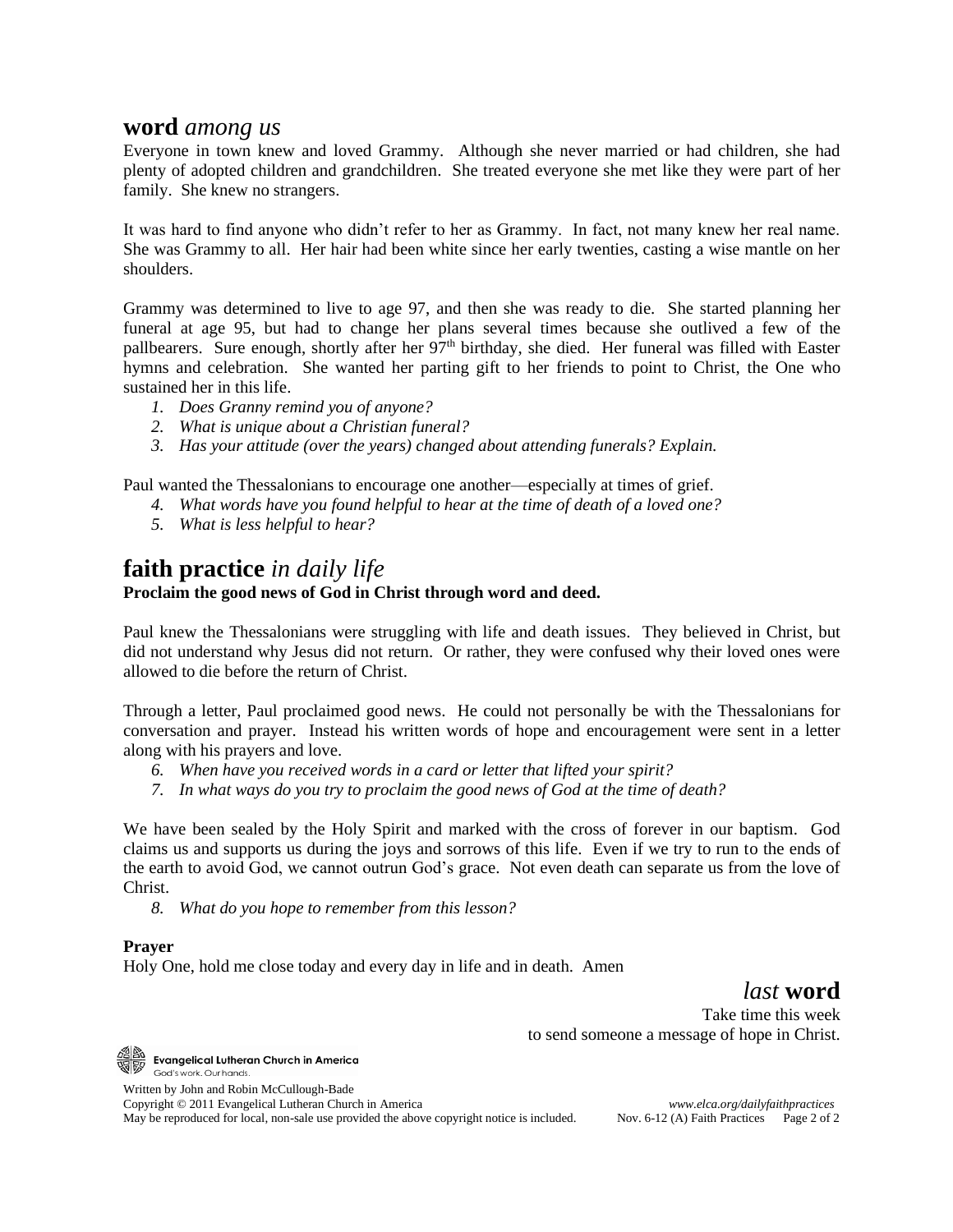## **word** *among us*

Everyone in town knew and loved Grammy. Although she never married or had children, she had plenty of adopted children and grandchildren. She treated everyone she met like they were part of her family. She knew no strangers.

It was hard to find anyone who didn't refer to her as Grammy. In fact, not many knew her real name. She was Grammy to all. Her hair had been white since her early twenties, casting a wise mantle on her shoulders.

Grammy was determined to live to age 97, and then she was ready to die. She started planning her funeral at age 95, but had to change her plans several times because she outlived a few of the pallbearers. Sure enough, shortly after her 97th birthday, she died. Her funeral was filled with Easter hymns and celebration. She wanted her parting gift to her friends to point to Christ, the One who sustained her in this life.

1. *Does Granny remind you of anyone?*
2. *What is unique about a Christian funeral?*
3. *Has your attitude (over the years) changed about attending funerals? Explain.*

Paul wanted the Thessalonians to encourage one another—especially at times of grief.

4. *What words have you found helpful to hear at the time of death of a loved one?*
5. *What is less helpful to hear?*

## **faith practice** *in daily life*

**Proclaim the good news of God in Christ through word and deed.**

Paul knew the Thessalonians were struggling with life and death issues. They believed in Christ, but did not understand why Jesus did not return. Or rather, they were confused why their loved ones were allowed to die before the return of Christ.

Through a letter, Paul proclaimed good news. He could not personally be with the Thessalonians for conversation and prayer. Instead his written words of hope and encouragement were sent in a letter along with his prayers and love.

6. *When have you received words in a card or letter that lifted your spirit?*
7. *In what ways do you try to proclaim the good news of God at the time of death?*

We have been sealed by the Holy Spirit and marked with the cross of forever in our baptism. God claims us and supports us during the joys and sorrows of this life. Even if we try to run to the ends of the earth to avoid God, we cannot outrun God's grace. Not even death can separate us from the love of Christ.

8. *What do you hope to remember from this lesson?*

**Prayer**

Holy One, hold me close today and every day in life and in death. Amen

## *last* **word**

Take time this week to send someone a message of hope in Christ.

Evangelical Lutheran Church in America
God's work. Our hands.

Written by John and Robin McCullough-Bade
Copyright © 2011 Evangelical Lutheran Church in America
May be reproduced for local, non-sale use provided the above copyright notice is included.

*www.elca.org/dailyfaithpractices*
Nov. 6-12 (A) Faith Practices